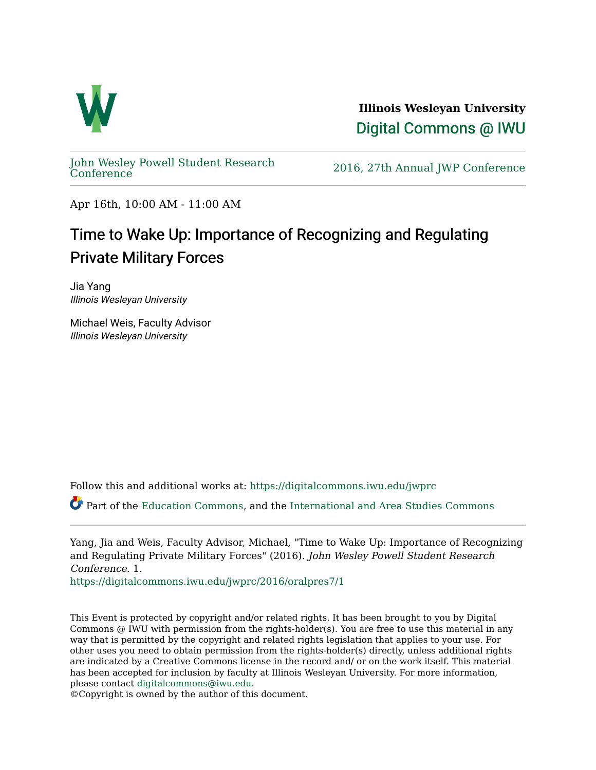**Illinois Wesleyan University**

Digital Commons @ IWU

John Wesley Powell Student Research Conference

2016, 27th Annual JWP Conference

Apr 16th, 10:00 AM - 11:00 AM

# Time to Wake Up: Importance of Recognizing and Regulating Private Military Forces

Jia Yang
*Illinois Wesleyan University*

Michael Weis, Faculty Advisor
*Illinois Wesleyan University*

Follow this and additional works at: https://digitalcommons.iwu.edu/jwprc

Part of the Education Commons, and the International and Area Studies Commons

---

Yang, Jia and Weis, Faculty Advisor, Michael, "Time to Wake Up: Importance of Recognizing and Regulating Private Military Forces" (2016). *John Wesley Powell Student Research Conference*. 1.
https://digitalcommons.iwu.edu/jwprc/2016/oralpres7/1

This Event is protected by copyright and/or related rights. It has been brought to you by Digital Commons @ IWU with permission from the rights-holder(s). You are free to use this material in any way that is permitted by the copyright and related rights legislation that applies to your use. For other uses you need to obtain permission from the rights-holder(s) directly, unless additional rights are indicated by a Creative Commons license in the record and/ or on the work itself. This material has been accepted for inclusion by faculty at Illinois Wesleyan University. For more information, please contact digitalcommons@iwu.edu.
©Copyright is owned by the author of this document.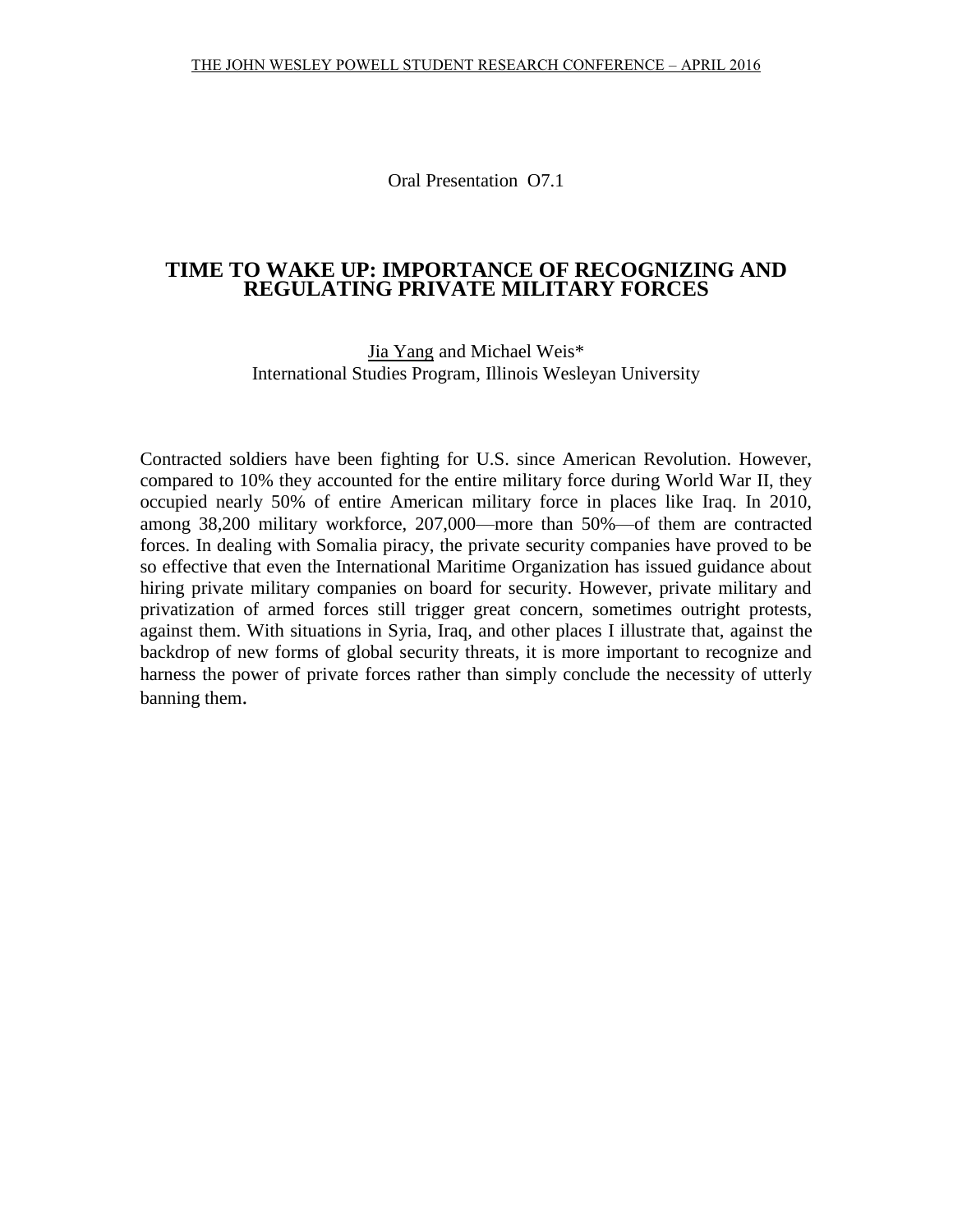Oral Presentation O7.1

## TIME TO WAKE UP: IMPORTANCE OF RECOGNIZING AND REGULATING PRIVATE MILITARY FORCES

<u>Jia Yang</u> and Michael Weis*
International Studies Program, Illinois Wesleyan University

Contracted soldiers have been fighting for U.S. since American Revolution. However, compared to 10% they accounted for the entire military force during World War II, they occupied nearly 50% of entire American military force in places like Iraq. In 2010, among 38,200 military workforce, 207,000—more than 50%—of them are contracted forces. In dealing with Somalia piracy, the private security companies have proved to be so effective that even the International Maritime Organization has issued guidance about hiring private military companies on board for security. However, private military and privatization of armed forces still trigger great concern, sometimes outright protests, against them. With situations in Syria, Iraq, and other places I illustrate that, against the backdrop of new forms of global security threats, it is more important to recognize and harness the power of private forces rather than simply conclude the necessity of utterly banning them.